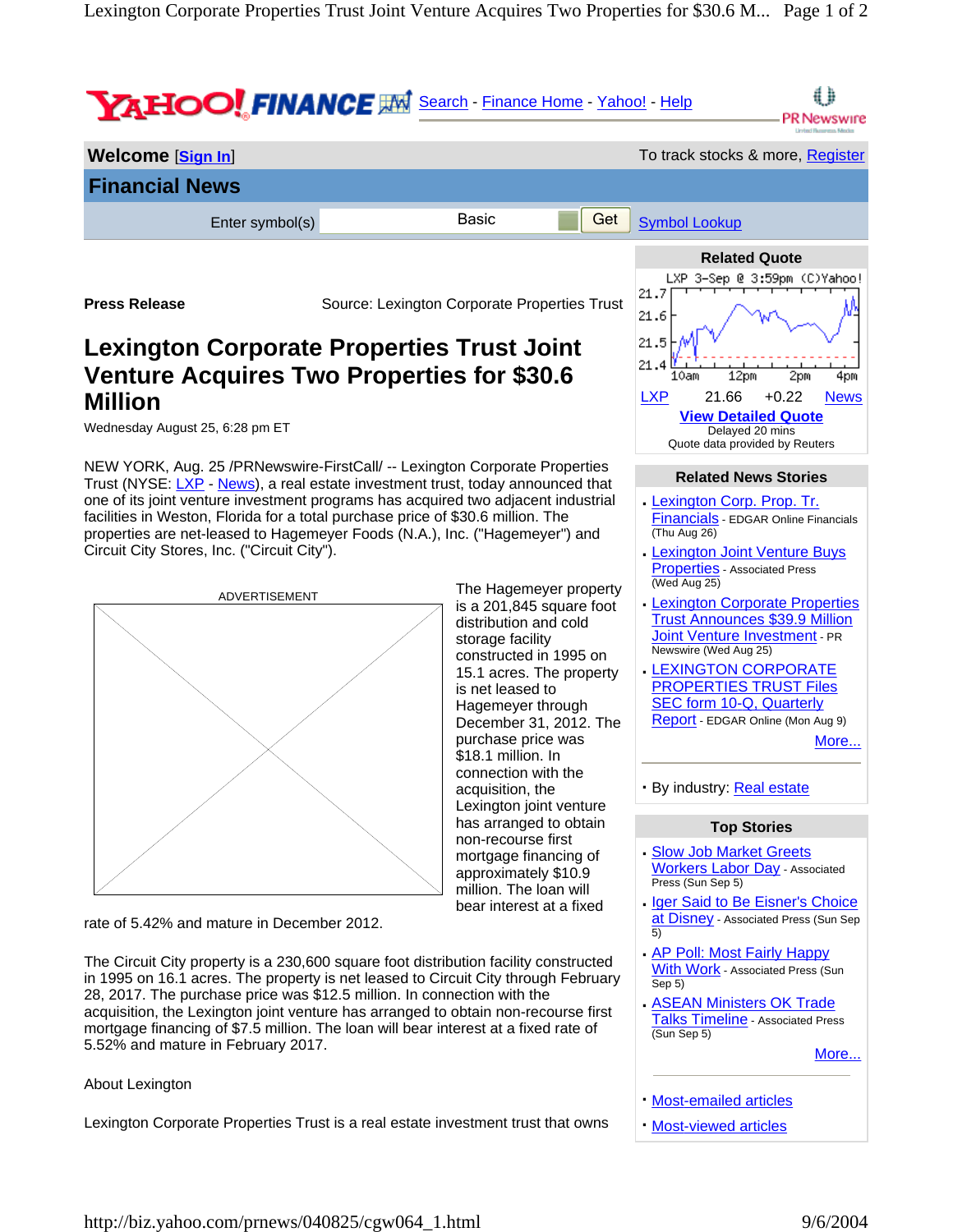YAHOO! FINANCE Search - Finance Home - Yahoo! - Help

PR Newswire

**Welcome** [Sign In] To track stocks & more, Register

## Financial News

Enter symbol(s) Basic Get Symbol Lookup

**Press Release** Source: Lexington Corporate Properties Trust

# Lexington Corporate Properties Trust Joint Venture Acquires Two Properties for $30.6 Million

Wednesday August 25, 6:28 pm ET

NEW YORK, Aug. 25 /PRNewswire-FirstCall/ -- Lexington Corporate Properties Trust (NYSE: LXP - News), a real estate investment trust, today announced that one of its joint venture investment programs has acquired two adjacent industrial facilities in Weston, Florida for a total purchase price of $30.6 million. The properties are net-leased to Hagemeyer Foods (N.A.), Inc. ("Hagemeyer") and Circuit City Stores, Inc. ("Circuit City").

ADVERTISEMENT

The Hagemeyer property is a 201,845 square foot distribution and cold storage facility constructed in 1995 on 15.1 acres. The property is net leased to Hagemeyer through December 31, 2012. The purchase price was $18.1 million. In connection with the acquisition, the Lexington joint venture has arranged to obtain non-recourse first mortgage financing of approximately $10.9 million. The loan will bear interest at a fixed rate of 5.42% and mature in December 2012.

The Circuit City property is a 230,600 square foot distribution facility constructed in 1995 on 16.1 acres. The property is net leased to Circuit City through February 28, 2017. The purchase price was $12.5 million. In connection with the acquisition, the Lexington joint venture has arranged to obtain non-recourse first mortgage financing of $7.5 million. The loan will bear interest at a fixed rate of 5.52% and mature in February 2017.

About Lexington

Lexington Corporate Properties Trust is a real estate investment trust that owns

### Related Quote

LXP 3-Sep @ 3:59pm (C)Yahoo!

| LXP | 21.66 | +0.22 | News |
|---|---|---|---|

View Detailed Quote
Delayed 20 mins
Quote data provided by Reuters

### Related News Stories

- Lexington Corp. Prop. Tr. Financials - EDGAR Online Financials (Thu Aug 26)
- Lexington Joint Venture Buys Properties - Associated Press (Wed Aug 25)
- Lexington Corporate Properties Trust Announces $39.9 Million Joint Venture Investment - PR Newswire (Wed Aug 25)
- LEXINGTON CORPORATE PROPERTIES TRUST Files SEC form 10-Q, Quarterly Report - EDGAR Online (Mon Aug 9)

More...

- By industry: Real estate

### Top Stories

- Slow Job Market Greets Workers Labor Day - Associated Press (Sun Sep 5)
- Iger Said to Be Eisner's Choice at Disney - Associated Press (Sun Sep 5)
- AP Poll: Most Fairly Happy With Work - Associated Press (Sun Sep 5)
- ASEAN Ministers OK Trade Talks Timeline - Associated Press (Sun Sep 5)

More...

- Most-emailed articles
- Most-viewed articles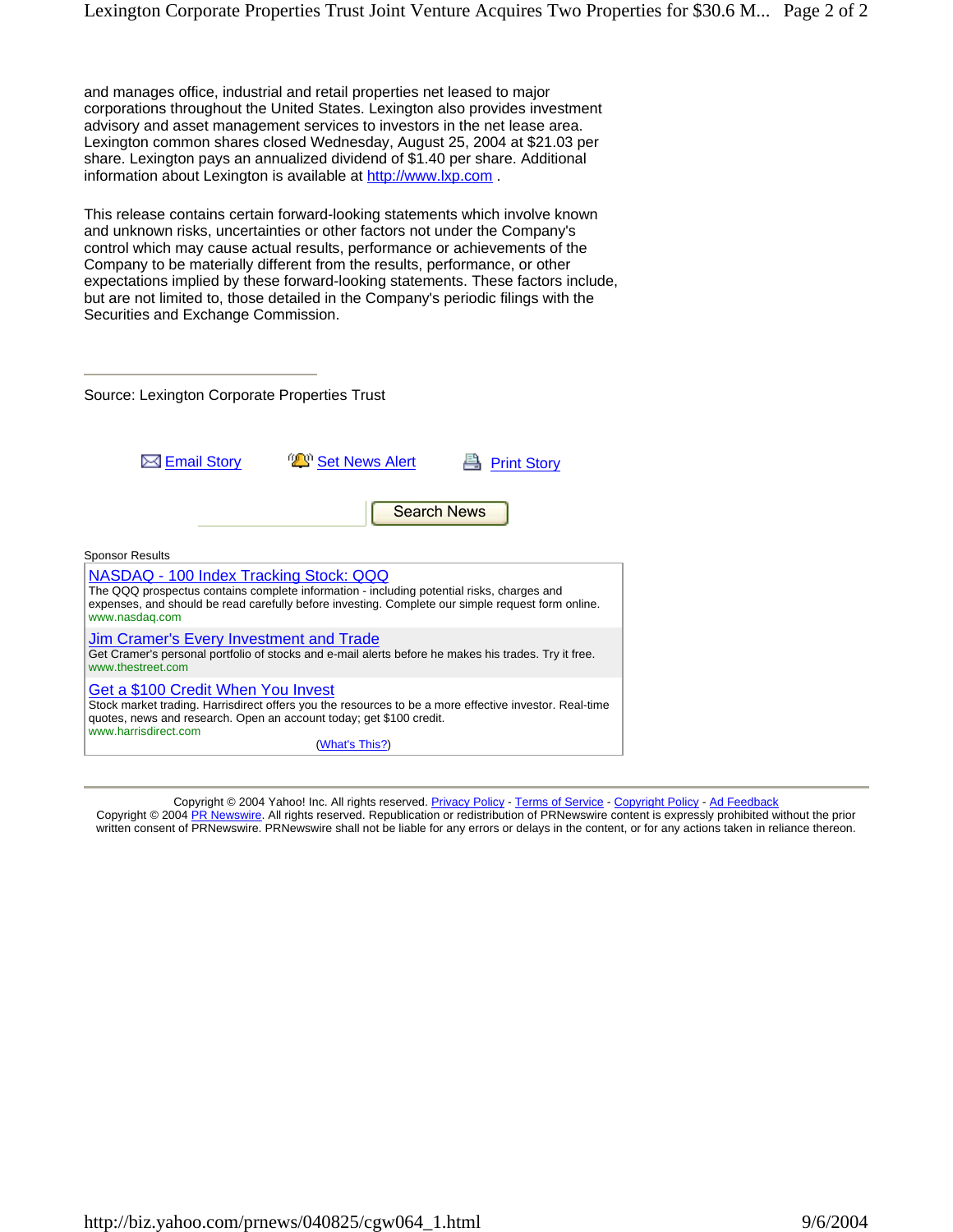and manages office, industrial and retail properties net leased to major corporations throughout the United States. Lexington also provides investment advisory and asset management services to investors in the net lease area. Lexington common shares closed Wednesday, August 25, 2004 at $21.03 per share. Lexington pays an annualized dividend of $1.40 per share. Additional information about Lexington is available at http://www.lxp.com .

This release contains certain forward-looking statements which involve known and unknown risks, uncertainties or other factors not under the Company's control which may cause actual results, performance or achievements of the Company to be materially different from the results, performance, or other expectations implied by these forward-looking statements. These factors include, but are not limited to, those detailed in the Company's periodic filings with the Securities and Exchange Commission.

---

Source: Lexington Corporate Properties Trust

Email Story    Set News Alert    Print Story

Search News

Sponsor Results

[NASDAQ - 100 Index Tracking Stock: QQQ](www.nasdaq.com)
The QQQ prospectus contains complete information - including potential risks, charges and expenses, and should be read carefully before investing. Complete our simple request form online.
www.nasdaq.com

[Jim Cramer's Every Investment and Trade](www.thestreet.com)
Get Cramer's personal portfolio of stocks and e-mail alerts before he makes his trades. Try it free.
www.thestreet.com

[Get a $100 Credit When You Invest](www.harrisdirect.com)
Stock market trading. Harrisdirect offers you the resources to be a more effective investor. Real-time quotes, news and research. Open an account today; get $100 credit.
www.harrisdirect.com

(What's This?)

---

Copyright © 2004 Yahoo! Inc. All rights reserved. Privacy Policy - Terms of Service - Copyright Policy - Ad Feedback
Copyright © 2004 PR Newswire. All rights reserved. Republication or redistribution of PRNewswire content is expressly prohibited without the prior written consent of PRNewswire. PRNewswire shall not be liable for any errors or delays in the content, or for any actions taken in reliance thereon.